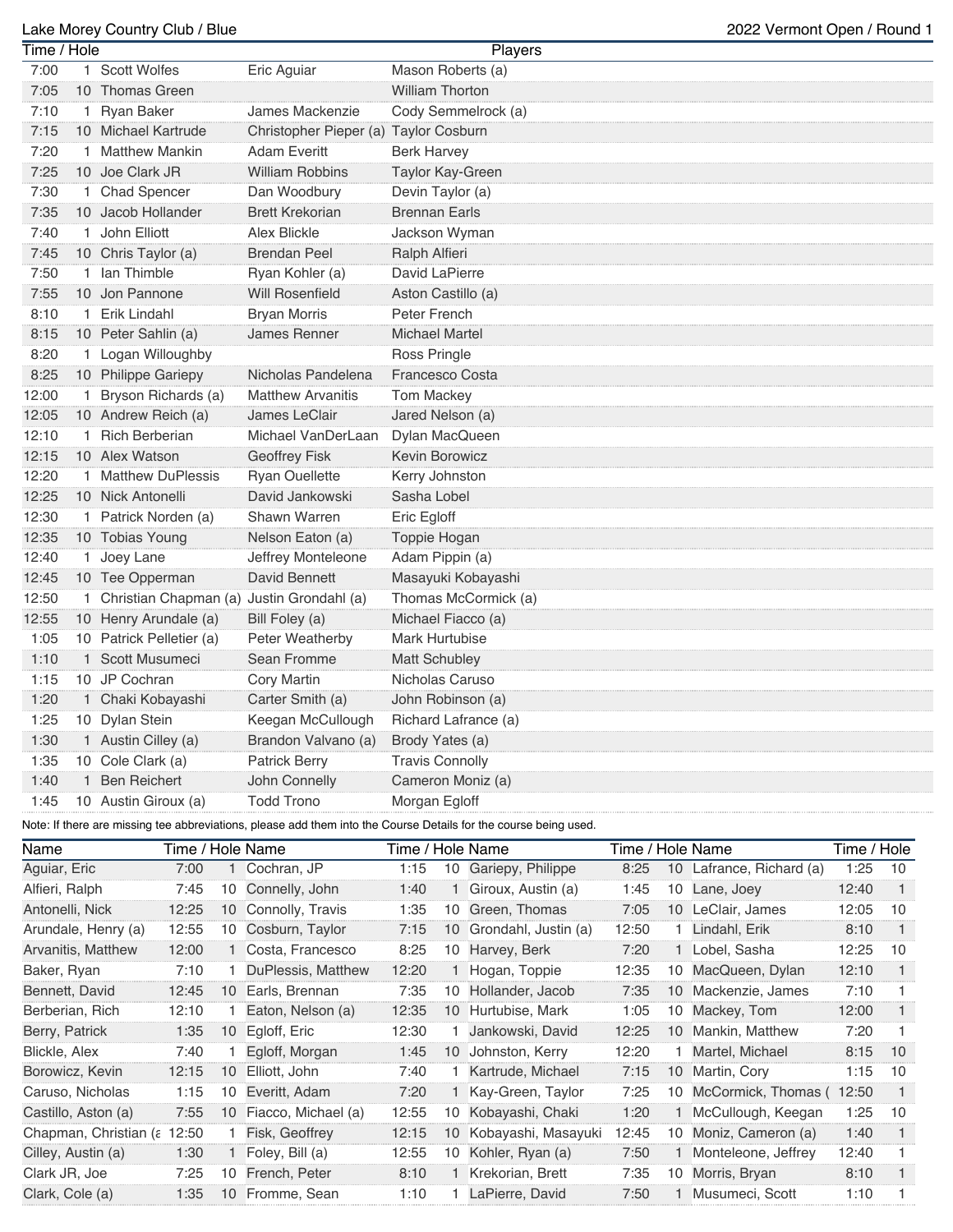Lake Morey Country Club / Blue

2022 Vermont Open / Round 1

| Time / Hole | | Players | | |
|---|---|---|---|---|
| 7:00 | 1 | Scott Wolfes | Eric Aguiar | Mason Roberts (a) |
| 7:05 | 10 | Thomas Green | | William Thorton |
| 7:10 | 1 | Ryan Baker | James Mackenzie | Cody Semmelrock (a) |
| 7:15 | 10 | Michael Kartrude | Christopher Pieper (a) | Taylor Cosburn |
| 7:20 | 1 | Matthew Mankin | Adam Everitt | Berk Harvey |
| 7:25 | 10 | Joe Clark JR | William Robbins | Taylor Kay-Green |
| 7:30 | 1 | Chad Spencer | Dan Woodbury | Devin Taylor (a) |
| 7:35 | 10 | Jacob Hollander | Brett Krekorian | Brennan Earls |
| 7:40 | 1 | John Elliott | Alex Blickle | Jackson Wyman |
| 7:45 | 10 | Chris Taylor (a) | Brendan Peel | Ralph Alfieri |
| 7:50 | 1 | Ian Thimble | Ryan Kohler (a) | David LaPierre |
| 7:55 | 10 | Jon Pannone | Will Rosenfield | Aston Castillo (a) |
| 8:10 | 1 | Erik Lindahl | Bryan Morris | Peter French |
| 8:15 | 10 | Peter Sahlin (a) | James Renner | Michael Martel |
| 8:20 | 1 | Logan Willoughby | | Ross Pringle |
| 8:25 | 10 | Philippe Gariepy | Nicholas Pandelena | Francesco Costa |
| 12:00 | 1 | Bryson Richards (a) | Matthew Arvanitis | Tom Mackey |
| 12:05 | 10 | Andrew Reich (a) | James LeClair | Jared Nelson (a) |
| 12:10 | 1 | Rich Berberian | Michael VanDerLaan | Dylan MacQueen |
| 12:15 | 10 | Alex Watson | Geoffrey Fisk | Kevin Borowicz |
| 12:20 | 1 | Matthew DuPlessis | Ryan Ouellette | Kerry Johnston |
| 12:25 | 10 | Nick Antonelli | David Jankowski | Sasha Lobel |
| 12:30 | 1 | Patrick Norden (a) | Shawn Warren | Eric Egloff |
| 12:35 | 10 | Tobias Young | Nelson Eaton (a) | Toppie Hogan |
| 12:40 | 1 | Joey Lane | Jeffrey Monteleone | Adam Pippin (a) |
| 12:45 | 10 | Tee Opperman | David Bennett | Masayuki Kobayashi |
| 12:50 | 1 | Christian Chapman (a) | Justin Grondahl (a) | Thomas McCormick (a) |
| 12:55 | 10 | Henry Arundale (a) | Bill Foley (a) | Michael Fiacco (a) |
| 1:05 | 10 | Patrick Pelletier (a) | Peter Weatherby | Mark Hurtubise |
| 1:10 | 1 | Scott Musumeci | Sean Fromme | Matt Schubley |
| 1:15 | 10 | JP Cochran | Cory Martin | Nicholas Caruso |
| 1:20 | 1 | Chaki Kobayashi | Carter Smith (a) | John Robinson (a) |
| 1:25 | 10 | Dylan Stein | Keegan McCullough | Richard Lafrance (a) |
| 1:30 | 1 | Austin Cilley (a) | Brandon Valvano (a) | Brody Yates (a) |
| 1:35 | 10 | Cole Clark (a) | Patrick Berry | Travis Connolly |
| 1:40 | 1 | Ben Reichert | John Connelly | Cameron Moniz (a) |
| 1:45 | 10 | Austin Giroux (a) | Todd Trono | Morgan Egloff |

Note: If there are missing tee abbreviations, please add them into the Course Details for the course being used.

| Name | Time / Hole | | Name | Time / Hole | | Name | Time / Hole | | Name | Time / Hole | |
|---|---|---|---|---|---|---|---|---|---|---|---|
| Aguiar, Eric | 7:00 | 1 | Cochran, JP | 1:15 | 10 | Gariepy, Philippe | 8:25 | 10 | Lafrance, Richard (a) | 1:25 | 10 |
| Alfieri, Ralph | 7:45 | 10 | Connelly, John | 1:40 | 1 | Giroux, Austin (a) | 1:45 | 10 | Lane, Joey | 12:40 | 1 |
| Antonelli, Nick | 12:25 | 10 | Connolly, Travis | 1:35 | 10 | Green, Thomas | 7:05 | 10 | LeClair, James | 12:05 | 10 |
| Arundale, Henry (a) | 12:55 | 10 | Cosburn, Taylor | 7:15 | 10 | Grondahl, Justin (a) | 12:50 | 1 | Lindahl, Erik | 8:10 | 1 |
| Arvanitis, Matthew | 12:00 | 1 | Costa, Francesco | 8:25 | 10 | Harvey, Berk | 7:20 | 1 | Lobel, Sasha | 12:25 | 10 |
| Baker, Ryan | 7:10 | 1 | DuPlessis, Matthew | 12:20 | 1 | Hogan, Toppie | 12:35 | 10 | MacQueen, Dylan | 12:10 | 1 |
| Bennett, David | 12:45 | 10 | Earls, Brennan | 7:35 | 10 | Hollander, Jacob | 7:35 | 10 | Mackenzie, James | 7:10 | 1 |
| Berberian, Rich | 12:10 | 1 | Eaton, Nelson (a) | 12:35 | 10 | Hurtubise, Mark | 1:05 | 10 | Mackey, Tom | 12:00 | 1 |
| Berry, Patrick | 1:35 | 10 | Egloff, Eric | 12:30 | 1 | Jankowski, David | 12:25 | 10 | Mankin, Matthew | 7:20 | 1 |
| Blickle, Alex | 7:40 | 1 | Egloff, Morgan | 1:45 | 10 | Johnston, Kerry | 12:20 | 1 | Martel, Michael | 8:15 | 10 |
| Borowicz, Kevin | 12:15 | 10 | Elliott, John | 7:40 | 1 | Kartrude, Michael | 7:15 | 10 | Martin, Cory | 1:15 | 10 |
| Caruso, Nicholas | 1:15 | 10 | Everitt, Adam | 7:20 | 1 | Kay-Green, Taylor | 7:25 | 10 | McCormick, Thomas ( | 12:50 | 1 |
| Castillo, Aston (a) | 7:55 | 10 | Fiacco, Michael (a) | 12:55 | 10 | Kobayashi, Chaki | 1:20 | 1 | McCullough, Keegan | 1:25 | 10 |
| Chapman, Christian (a | 12:50 | 1 | Fisk, Geoffrey | 12:15 | 10 | Kobayashi, Masayuki | 12:45 | 10 | Moniz, Cameron (a) | 1:40 | 1 |
| Cilley, Austin (a) | 1:30 | 1 | Foley, Bill (a) | 12:55 | 10 | Kohler, Ryan (a) | 7:50 | 1 | Monteleone, Jeffrey | 12:40 | 1 |
| Clark JR, Joe | 7:25 | 10 | French, Peter | 8:10 | 1 | Krekorian, Brett | 7:35 | 10 | Morris, Bryan | 8:10 | 1 |
| Clark, Cole (a) | 1:35 | 10 | Fromme, Sean | 1:10 | 1 | LaPierre, David | 7:50 | 1 | Musumeci, Scott | 1:10 | 1 |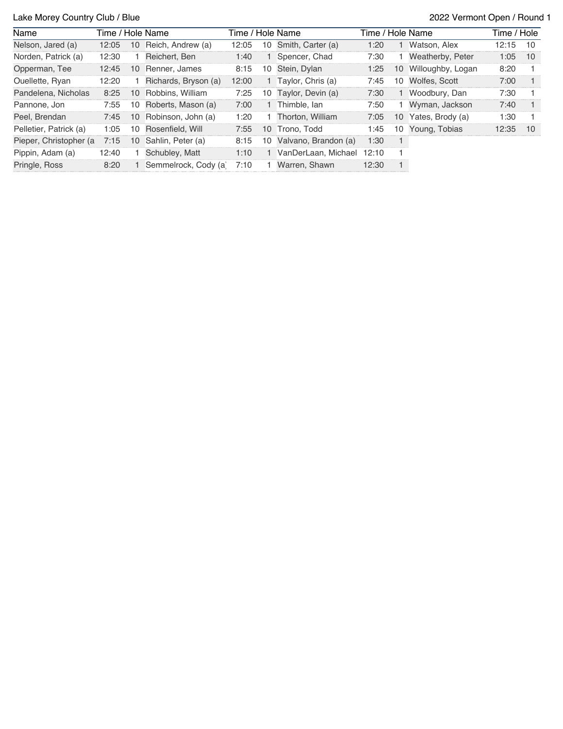| Name | Time | Hole | Name | Time | Hole | Name | Time | Hole | Name | Time | Hole |
|---|---|---|---|---|---|---|---|---|---|---|---|
| Nelson, Jared (a) | 12:05 | 10 | Reich, Andrew (a) | 12:05 | 10 | Smith, Carter (a) | 1:20 | 1 | Watson, Alex | 12:15 | 10 |
| Norden, Patrick (a) | 12:30 | 1 | Reichert, Ben | 1:40 | 1 | Spencer, Chad | 7:30 | 1 | Weatherby, Peter | 1:05 | 10 |
| Opperman, Tee | 12:45 | 10 | Renner, James | 8:15 | 10 | Stein, Dylan | 1:25 | 10 | Willoughby, Logan | 8:20 | 1 |
| Ouellette, Ryan | 12:20 | 1 | Richards, Bryson (a) | 12:00 | 1 | Taylor, Chris (a) | 7:45 | 10 | Wolfes, Scott | 7:00 | 1 |
| Pandelena, Nicholas | 8:25 | 10 | Robbins, William | 7:25 | 10 | Taylor, Devin (a) | 7:30 | 1 | Woodbury, Dan | 7:30 | 1 |
| Pannone, Jon | 7:55 | 10 | Roberts, Mason (a) | 7:00 | 1 | Thimble, Ian | 7:50 | 1 | Wyman, Jackson | 7:40 | 1 |
| Peel, Brendan | 7:45 | 10 | Robinson, John (a) | 1:20 | 1 | Thorton, William | 7:05 | 10 | Yates, Brody (a) | 1:30 | 1 |
| Pelletier, Patrick (a) | 1:05 | 10 | Rosenfield, Will | 7:55 | 10 | Trono, Todd | 1:45 | 10 | Young, Tobias | 12:35 | 10 |
| Pieper, Christopher (a | 7:15 | 10 | Sahlin, Peter (a) | 8:15 | 10 | Valvano, Brandon (a) | 1:30 | 1 | | | |
| Pippin, Adam (a) | 12:40 | 1 | Schubley, Matt | 1:10 | 1 | VanDerLaan, Michael | 12:10 | 1 | | | |
| Pringle, Ross | 8:20 | 1 | Semmelrock, Cody (a) | 7:10 | 1 | Warren, Shawn | 12:30 | 1 | | | |